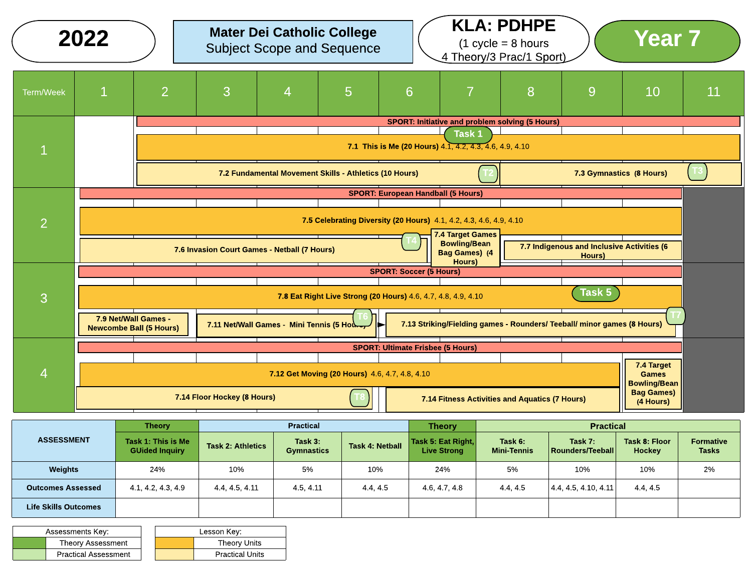# 2022

## Mater Dei Catholic College
## Subject Scope and Sequence

**KLA: PDHPE**
(1 cycle = 8 hours
4 Theory/3 Prac/1 Sport)

**Year 7**

| Term/Week | 1 | 2 | 3 | 4 | 5 | 6 | 7 | 8 | 9 | 10 | 11 |
|---|---|---|---|---|---|---|---|---|---|---|---|
| 1 | | SPORT: Initiative and problem solving (5 Hours) | | | | | | | | | |
| | | 7.1 This is Me (20 Hours) 4.1, 4.2, 4.3, 4.6, 4.9, 4.10 — Task 1 (Week 7) | | | | | | | | | |
| | | 7.2 Fundamental Movement Skills - Athletics (10 Hours) — T2 (Week 7) | | | | | | 7.3 Gymnastics (8 Hours) — T3 (Weeks 8–11) | | | |
| 2 | SPORT: European Handball (5 Hours) | | | | | | | | | | |
| | 7.5 Celebrating Diversity (20 Hours) 4.1, 4.2, 4.3, 4.6, 4.9, 4.10 | | | | | | | | | | |
| | 7.6 Invasion Court Games - Netball (7 Hours) — T4 (Week 6) | | | | | | 7.4 Target Games Bowling/Bean Bag Games) (4 Hours) | 7.7 Indigenous and Inclusive Activities (6 Hours) | | | |
| 3 | SPORT: Soccer (5 Hours) | | | | | | | | | | |
| | 7.8 Eat Right Live Strong (20 Hours) 4.6, 4.7, 4.8, 4.9, 4.10 — Task 5 (Week 9) | | | | | | | | | | |
| | 7.9 Net/Wall Games - Newcombe Ball (5 Hours) | | 7.11 Net/Wall Games - Mini Tennis (5 Hours) — T6 (Week 5) | | | 7.13 Striking/Fielding games - Rounders/ Teeball/ minor games (8 Hours) — T7 (Week 10) | | | | | |
| 4 | SPORT: Ultimate Frisbee (5 Hours) | | | | | | | | | | |
| | 7.12 Get Moving (20 Hours) 4.6, 4.7, 4.8, 4.10 | | | | | | | | | 7.4 Target Games Bowling/Bean Bag Games) (4 Hours) | |
| | 7.14 Floor Hockey (8 Hours) — T8 (Week 5) | | | | | 7.14 Fitness Activities and Aquatics (7 Hours) | | | | | |

| ASSESSMENT | Theory | Practical | | | Theory | Practical | | | |
|---|---|---|---|---|---|---|---|---|---|
| | Task 1: This is Me GUided Inquiry | Task 2: Athletics | Task 3: Gymnastics | Task 4: Netball | Task 5: Eat Right, Live Strong | Task 6: Mini-Tennis | Task 7: Rounders/Teeball | Task 8: Floor Hockey | Formative Tasks |
| Weights | 24% | 10% | 5% | 10% | 24% | 5% | 10% | 10% | 2% |
| Outcomes Assessed | 4.1, 4.2, 4.3, 4.9 | 4.4, 4.5, 4.11 | 4.5, 4.11 | 4.4, 4.5 | 4.6, 4.7, 4.8 | 4.4, 4.5 | 4.4, 4.5, 4.10, 4.11 | 4.4, 4.5 | |
| Life Skills Outcomes | | | | | | | | | |

| Assessments Key: | |
|---|---|
| (dark green) | Theory Assessment |
| (light green) | Practical Assessment |

| Lesson Key: | |
|---|---|
| (orange) | Theory Units |
| (light yellow) | Practical Units |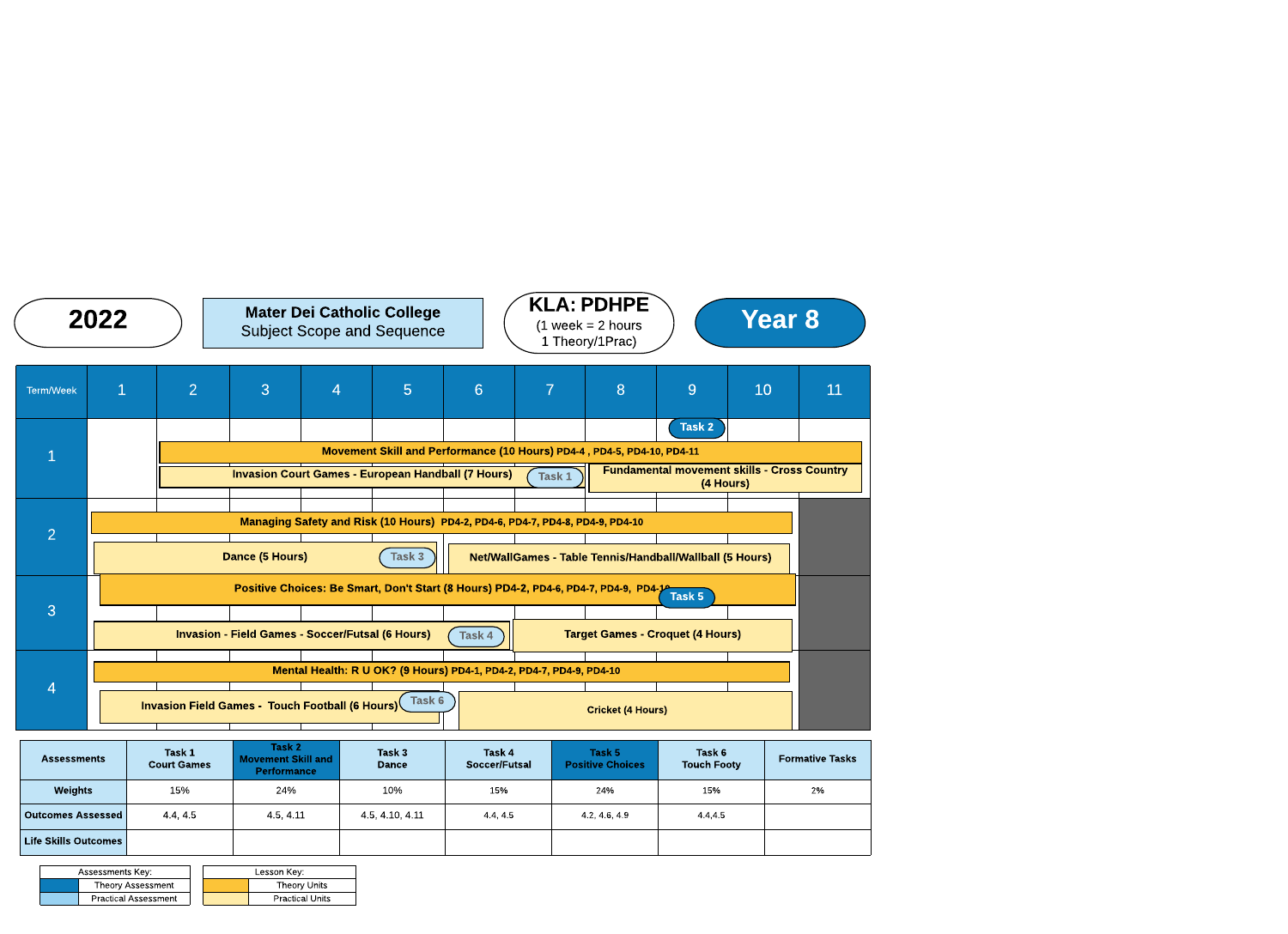**2022**

**Mater Dei Catholic College**
Subject Scope and Sequence

**KLA: PDHPE**
(1 week = 2 hours
1 Theory/1Prac)

**Year 8**

| Term/Week | 1 | 2 | 3 | 4 | 5 | 6 | 7 | 8 | 9 | 10 | 11 |
|---|---|---|---|---|---|---|---|---|---|---|---|
| 1 | | Movement Skill and Performance (10 Hours) PD4-4 , PD4-5, PD4-10, PD4-11 | | | | | | | Task 2 | | |
| | | Invasion Court Games - European Handball (7 Hours) | | | | | Task 1 | Fundamental movement skills - Cross Country (4 Hours) | | | |
| 2 | Managing Safety and Risk (10 Hours) PD4-2, PD4-6, PD4-7, PD4-8, PD4-9, PD4-10 | | | | | | | | | | |
| | Dance (5 Hours) | | | | Task 3 | Net/WallGames - Table Tennis/Handball/Wallball (5 Hours) | | | | | |
| 3 | Positive Choices: Be Smart, Don't Start (8 Hours) PD4-2, PD4-6, PD4-7, PD4-9, PD4-10 | | | | | | | | Task 5 | | |
| | Invasion - Field Games - Soccer/Futsal (6 Hours) | | | | Task 4 | Target Games - Croquet (4 Hours) | | | | | |
| 4 | Mental Health: R U OK? (9 Hours) PD4-1, PD4-2, PD4-7, PD4-9, PD4-10 | | | | | | | | | | |
| | Invasion Field Games - Touch Football (6 Hours) | | | | Task 6 | Cricket (4 Hours) | | | | | |

| Assessments | Task 1 Court Games | Task 2 Movement Skill and Performance | Task 3 Dance | Task 4 Soccer/Futsal | Task 5 Positive Choices | Task 6 Touch Footy | Formative Tasks |
|---|---|---|---|---|---|---|---|
| Weights | 15% | 24% | 10% | 15% | 24% | 15% | 2% |
| Outcomes Assessed | 4.4, 4.5 | 4.5, 4.11 | 4.5, 4.10, 4.11 | 4.4, 4.5 | 4.2, 4.6, 4.9 | 4.4,4.5 | |
| Life Skills Outcomes | | | | | | | |

| Assessments Key: | |
|---|---|
| (dark blue) | Theory Assessment |
| (light blue) | Practical Assessment |

| Lesson Key: | |
|---|---|
| (orange) | Theory Units |
| (light yellow) | Practical Units |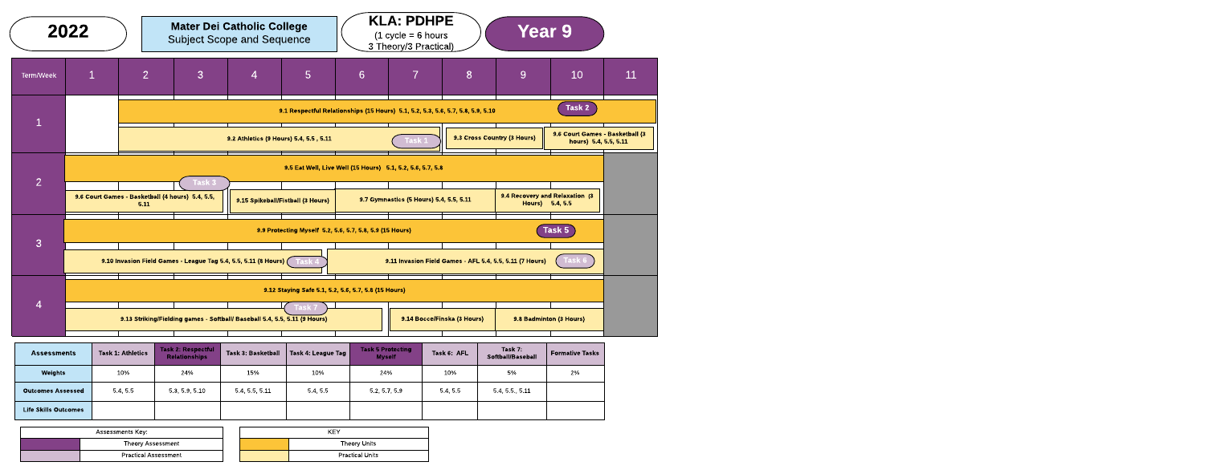# 2022

**Mater Dei Catholic College**
Subject Scope and Sequence

**KLA: PDHPE**
(1 cycle = 6 hours
3 Theory/3 Practical)

**Year 9**

| Term/Week | 1 | 2 | 3 | 4 | 5 | 6 | 7 | 8 | 9 | 10 | 11 |
|---|---|---|---|---|---|---|---|---|---|---|---|
| 1 (Theory) | | 9.1 Respectful Relationships (15 Hours) 5.1, 5.2, 5.3, 5.6, 5.7, 5.8, 5.9, 5.10 | | | | | | | | Task 2 | |
| 1 (Practical) | | 9.2 Athletics (9 Hours) 5.4, 5.5, 5.11 | | | | | Task 1 | 9.3 Cross Country (3 Hours) | | 9.6 Court Games - Basketball (3 hours) 5.4, 5.5, 5.11 | |
| 2 (Theory) | 9.5 Eat Well, Live Well (15 Hours) 5.1, 5.2, 5.6, 5.7, 5.8 | | | | | | | | | | |
| 2 (Practical) | 9.6 Court Games - Basketball (4 hours) 5.4, 5.5, 5.11 | | Task 3 | 9.15 Spikeball/Fistball (3 Hours) | | 9.7 Gymnastics (5 Hours) 5.4, 5.5, 5.11 | | | 9.4 Recovery and Relaxation (3 Hours) 5.4, 5.5 | | |
| 3 (Theory) | 9.9 Protecting Myself 5.2, 5.6, 5.7, 5.8, 5.9 (15 Hours) | | | | | | | | | Task 5 | |
| 3 (Practical) | 9.10 Invasion Field Games - League Tag 5.4, 5.5, 5.11 (8 Hours) | | | | Task 4 | 9.11 Invasion Field Games - AFL 5.4, 5.5, 5.11 (7 Hours) | | | | Task 6 | |
| 4 (Theory) | 9.12 Staying Safe 5.1, 5.2, 5.6, 5.7, 5.8 (15 Hours) | | | | | | | | | | |
| 4 (Practical) | 9.13 Striking/Fielding games - Softball/ Baseball 5.4, 5.5, 5.11 (9 Hours) | | | | Task 7 | | 9.14 Bocce/Finska (3 Hours) | | 9.8 Badminton (3 Hours) | | |

| Assessments | Task 1: Athletics | Task 2: Respectful Relationships | Task 3: Basketball | Task 4: League Tag | Task 5 Protecting Myself | Task 6: AFL | Task 7: Softball/Baseball | Formative Tasks |
|---|---|---|---|---|---|---|---|---|
| Weights | 10% | 24% | 15% | 10% | 24% | 10% | 5% | 2% |
| Outcomes Assessed | 5.4, 5.5 | 5.3, 5.9, 5.10 | 5.4, 5.5, 5.11 | 5.4, 5.5 | 5.2, 5.7, 5.9 | 5.4, 5.5 | 5.4, 5.5., 5.11 | |
| Life Skills Outcomes | | | | | | | | |

| Assessments Key: | |
|---|---|
| (dark purple) | Theory Assessment |
| (light purple) | Practical Assessment |

| KEY | |
|---|---|
| (dark yellow) | Theory Units |
| (light yellow) | Practical Units |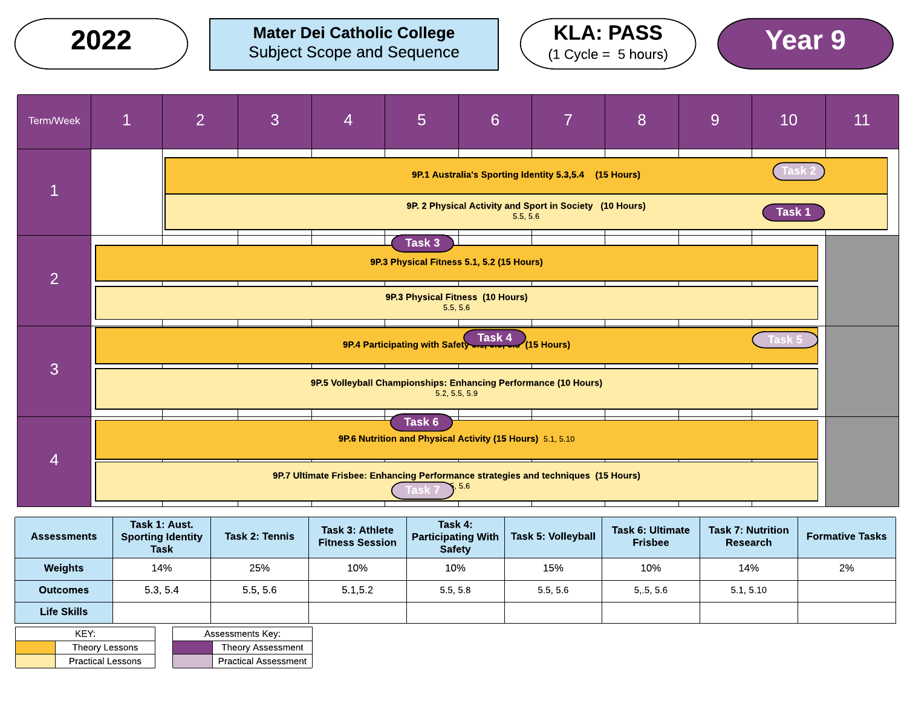# 2022

## Mater Dei Catholic College
Subject Scope and Sequence

**KLA: PASS**
(1 Cycle = 5 hours)

**Year 9**

| Term/Week | 1 | 2 | 3 | 4 | 5 | 6 | 7 | 8 | 9 | 10 | 11 |
|---|---|---|---|---|---|---|---|---|---|---|---|
| 1 | | 9P.1 Australia's Sporting Identity 5.3,5.4 (15 Hours) — Task 2 (Week 10) | | | | | | | | | |
| | | 9P. 2 Physical Activity and Sport in Society (10 Hours) 5.5, 5.6 — Task 1 (Week 10) | | | | | | | | | |
| 2 | 9P.3 Physical Fitness 5.1, 5.2 (15 Hours) — Task 3 (Week 5) | | | | | | | | | | |
| | 9P.3 Physical Fitness (10 Hours) 5.5, 5.6 | | | | | | | | | | |
| 3 | 9P.4 Participating with Safety 5.1, 5.5, 5.8 (15 Hours) — Task 4 (Week 6), Task 5 (Week 10) | | | | | | | | | | |
| | 9P.5 Volleyball Championships: Enhancing Performance (10 Hours) 5.2, 5.5, 5.9 | | | | | | | | | | |
| 4 | 9P.6 Nutrition and Physical Activity (15 Hours) 5.1, 5.10 — Task 6 (Week 5) | | | | | | | | | | |
| | 9P.7 Ultimate Frisbee: Enhancing Performance strategies and techniques (15 Hours) 5.5, 5.6 — Task 7 (Week 5) | | | | | | | | | | |

| Assessments | Task 1: Aust. Sporting Identity Task | Task 2: Tennis | Task 3: Athlete Fitness Session | Task 4: Participating With Safety | Task 5: Volleyball | Task 6: Ultimate Frisbee | Task 7: Nutrition Research | Formative Tasks |
|---|---|---|---|---|---|---|---|---|
| Weights | 14% | 25% | 10% | 10% | 15% | 10% | 14% | 2% |
| Outcomes | 5.3, 5.4 | 5.5, 5.6 | 5.1,5.2 | 5.5, 5.8 | 5.5, 5.6 | 5,.5, 5.6 | 5.1, 5.10 | |
| Life Skills | | | | | | | | |

| KEY: | |
|---|---|
| (dark yellow) | Theory Lessons |
| (light yellow) | Practical Lessons |

| Assessments Key: | |
|---|---|
| (dark purple) | Theory Assessment |
| (light purple) | Practical Assessment |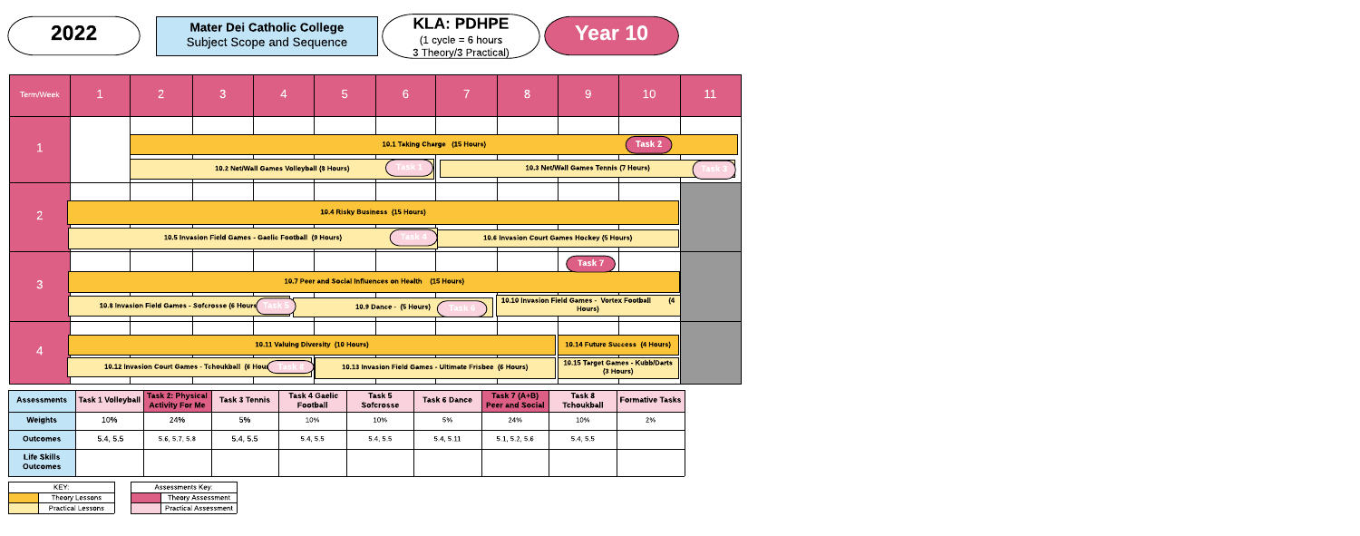# 2022

**Mater Dei Catholic College**
Subject Scope and Sequence

**KLA: PDHPE**
(1 cycle = 6 hours
3 Theory/3 Practical)

**Year 10**

| Term/Week | 1 | 2 | 3 | 4 | 5 | 6 | 7 | 8 | 9 | 10 | 11 |
|---|---|---|---|---|---|---|---|---|---|---|---|
| 1 | | **10.1 Taking Charge (15 Hours)** (Weeks 2–11); Task 2 (Week 10) | | | | | | | | | |
| | | **10.2 Net/Wall Games Volleyball (8 Hours)** (Weeks 2–6); Task 1 (Week 6) | | | | | **10.3 Net/Wall Games Tennis (7 Hours)** (Weeks 7–11); Task 3 (Week 11) | | | | |
| 2 | **10.4 Risky Business (15 Hours)** (Weeks 1–10) | | | | | | | | | | |
| | **10.5 Invasion Field Games - Gaelic Football (9 Hours)** (Weeks 1–6); Task 4 (Week 6) | | | | | | **10.6 Invasion Court Games Hockey (5 Hours)** (Weeks 7–10) | | | | |
| 3 | **10.7 Peer and Social Influences on Health (15 Hours)** (Weeks 1–10); Task 7 (Week 9) | | | | | | | | | | |
| | **10.8 Invasion Field Games - Sofcrosse (6 Hours)** (Weeks 1–4); Task 5 (Week 4) | | | **10.9 Dance - (5 Hours)** (Weeks 4–7); Task 6 (Week 7) | | | | **10.10 Invasion Field Games - Vortex Football (4 Hours)** (Weeks 8–10) | | | |
| 4 | **10.11 Valuing Diversity (10 Hours)** (Weeks 1–8) | | | | | | | | **10.14 Future Success (4 Hours)** (Weeks 9–10) | | |
| | **10.12 Invasion Court Games - Tchoukball (6 Hours)** (Weeks 1–4); Task 8 (Week 4) | | | | **10.13 Invasion Field Games - Ultimate Frisbee (6 Hours)** (Weeks 5–8) | | | | **10.15 Target Games - Kubb/Darts (3 Hours)** (Weeks 9–10) | | |

| Assessments | Task 1 Volleyball | Task 2: Physical Activity For Me | Task 3 Tennis | Task 4 Gaelic Football | Task 5 Sofcrosse | Task 6 Dance | Task 7 (A+B) Peer and Social | Task 8 Tchoukball | Formative Tasks |
|---|---|---|---|---|---|---|---|---|---|
| Weights | 10% | 24% | 5% | 10% | 10% | 5% | 24% | 10% | 2% |
| Outcomes | 5.4, 5.5 | 5.6, 5.7, 5.8 | 5.4, 5.5 | 5.4, 5.5 | 5.4, 5.5 | 5.4, 5.11 | 5.1, 5.2, 5.6 | 5.4, 5.5 | |
| Life Skills Outcomes | | | | | | | | | |

| KEY: | |
|---|---|
| (orange) | Theory Lessons |
| (light yellow) | Practical Lessons |

| Assessments Key: | |
|---|---|
| (dark pink) | Theory Assessment |
| (light pink) | Practical Assessment |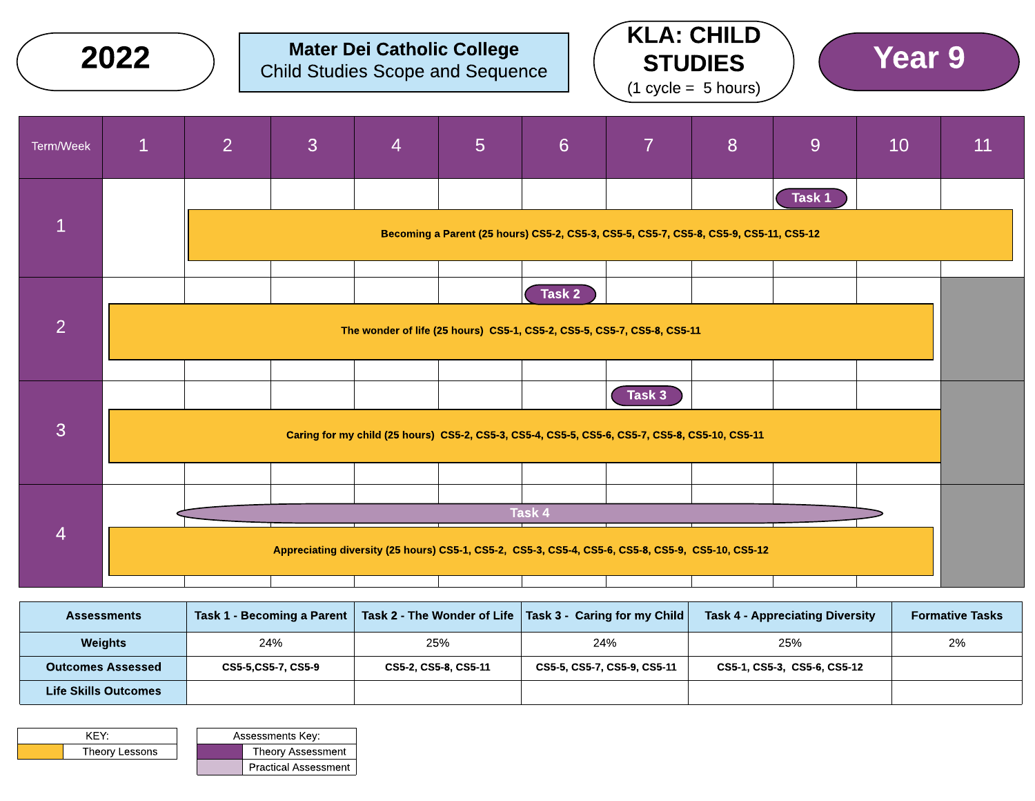**2022**

**Mater Dei Catholic College**
Child Studies Scope and Sequence

**KLA: CHILD STUDIES**
(1 cycle = 5 hours)

**Year 9**

| Term/Week | 1 | 2 | 3 | 4 | 5 | 6 | 7 | 8 | 9 | 10 | 11 |
|---|---|---|---|---|---|---|---|---|---|---|---|
| 1 | | Becoming a Parent (25 hours) CS5-2, CS5-3, CS5-5, CS5-7, CS5-8, CS5-9, CS5-11, CS5-12 | | | | | | | Task 1 | | |
| 2 | The wonder of life (25 hours) CS5-1, CS5-2, CS5-5, CS5-7, CS5-8, CS5-11 | | | | | Task 2 | | | | | |
| 3 | Caring for my child (25 hours) CS5-2, CS5-3, CS5-4, CS5-5, CS5-6, CS5-7, CS5-8, CS5-10, CS5-11 | | | | | | Task 3 | | | | |
| 4 | Appreciating diversity (25 hours) CS5-1, CS5-2, CS5-3, CS5-4, CS5-6, CS5-8, CS5-9, CS5-10, CS5-12 | Task 4 | | | | | | | | | |

| Assessments | Task 1 - Becoming a Parent | Task 2 - The Wonder of Life | Task 3 - Caring for my Child | Task 4 - Appreciating Diversity | Formative Tasks |
|---|---|---|---|---|---|
| Weights | 24% | 25% | 24% | 25% | 2% |
| Outcomes Assessed | CS5-5,CS5-7, CS5-9 | CS5-2, CS5-8, CS5-11 | CS5-5, CS5-7, CS5-9, CS5-11 | CS5-1, CS5-3, CS5-6, CS5-12 | |
| Life Skills Outcomes | | | | | |

| KEY: | |
|---|---|
| (yellow) | Theory Lessons |

| Assessments Key: | |
|---|---|
| (dark purple) | Theory Assessment |
| (light purple) | Practical Assessment |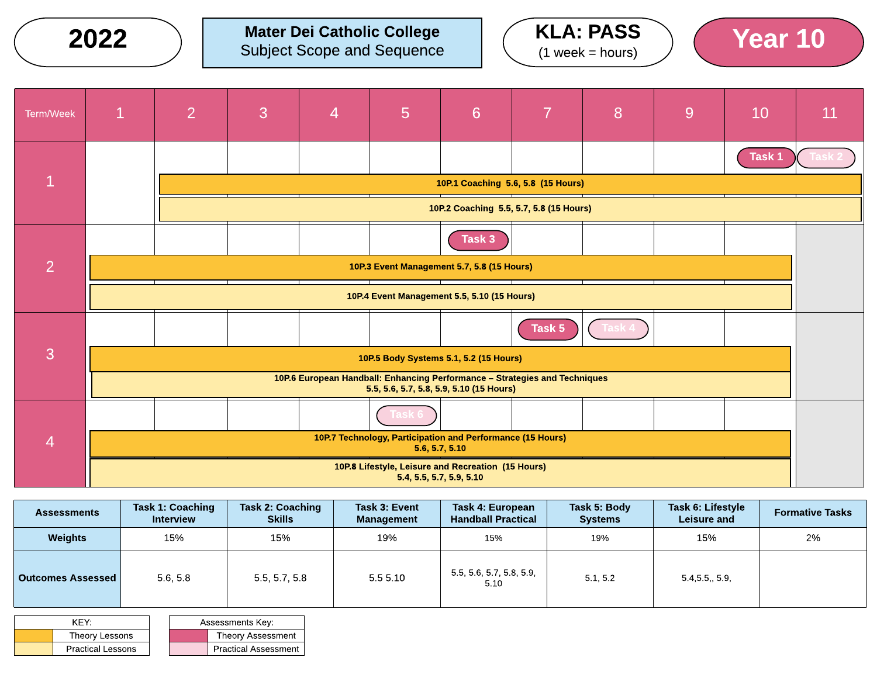**2022**

**Mater Dei Catholic College**
Subject Scope and Sequence

**KLA: PASS**
(1 week = hours)

**Year 10**

| Term/Week | 1 | 2 | 3 | 4 | 5 | 6 | 7 | 8 | 9 | 10 | 11 |
|---|---|---|---|---|---|---|---|---|---|---|---|
| 1 | | | | | | | | | | Task 1 | Task 2 |
| | | 10P.1 Coaching 5.6, 5.8 (15 Hours) | | | | | | | | | |
| | | 10P.2 Coaching 5.5, 5.7, 5.8 (15 Hours) | | | | | | | | | |
| 2 | | | | | | Task 3 | | | | | |
| | 10P.3 Event Management 5.7, 5.8 (15 Hours) | | | | | | | | | | |
| | 10P.4 Event Management 5.5, 5.10 (15 Hours) | | | | | | | | | | |
| 3 | | | | | | | Task 5 | Task 4 | | | |
| | 10P.5 Body Systems 5.1, 5.2 (15 Hours) | | | | | | | | | | |
| | 10P.6 European Handball: Enhancing Performance – Strategies and Techniques 5.5, 5.6, 5.7, 5.8, 5.9, 5.10 (15 Hours) | | | | | | | | | | |
| 4 | | | | | Task 6 | | | | | | |
| | 10P.7 Technology, Participation and Performance (15 Hours) 5.6, 5.7, 5.10 | | | | | | | | | | |
| | 10P.8 Lifestyle, Leisure and Recreation (15 Hours) 5.4, 5.5, 5.7, 5.9, 5.10 | | | | | | | | | | |

| Assessments | Task 1: Coaching Interview | Task 2: Coaching Skills | Task 3: Event Management | Task 4: European Handball Practical | Task 5: Body Systems | Task 6: Lifestyle Leisure and | Formative Tasks |
|---|---|---|---|---|---|---|---|
| **Weights** | 15% | 15% | 19% | 15% | 19% | 15% | 2% |
| **Outcomes Assessed** | 5.6, 5.8 | 5.5, 5.7, 5.8 | 5.5 5.10 | 5.5, 5.6, 5.7, 5.8, 5.9, 5.10 | 5.1, 5.2 | 5.4,5.5,, 5.9, | |

| KEY: | |
|---|---|
| (dark yellow) | Theory Lessons |
| (light yellow) | Practical Lessons |

| Assessments Key: | |
|---|---|
| (dark pink) | Theory Assessment |
| (light pink) | Practical Assessment |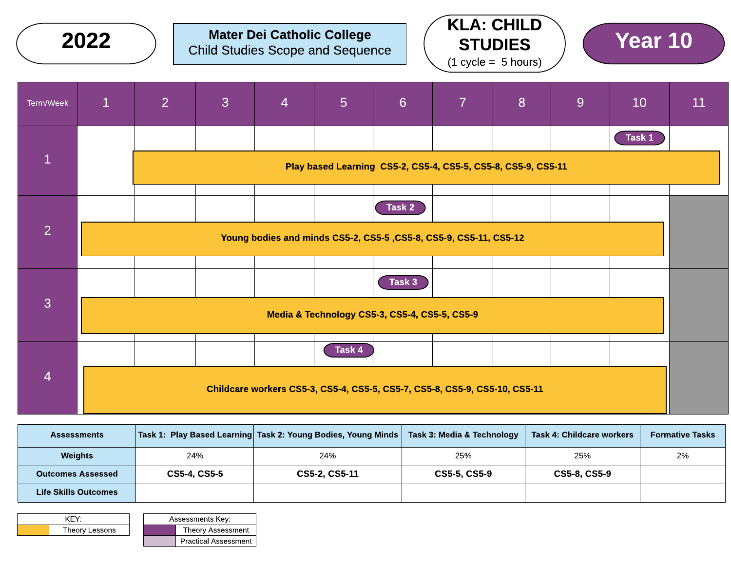# 2022

**Mater Dei Catholic College**
Child Studies Scope and Sequence

**KLA: CHILD STUDIES**
(1 cycle = 5 hours)

**Year 10**

| Term/Week | 1 | 2 | 3 | 4 | 5 | 6 | 7 | 8 | 9 | 10 | 11 |
|---|---|---|---|---|---|---|---|---|---|---|---|
| 1 | | Play based Learning CS5-2, CS5-4, CS5-5, CS5-8, CS5-9, CS5-11 | | | | | | | | Task 1 | |
| 2 | Young bodies and minds CS5-2, CS5-5 ,CS5-8, CS5-9, CS5-11, CS5-12 | | | | | Task 2 | | | | | |
| 3 | Media & Technology CS5-3, CS5-4, CS5-5, CS5-9 | | | | | Task 3 | | | | | |
| 4 | Childcare workers CS5-3, CS5-4, CS5-5, CS5-7, CS5-8, CS5-9, CS5-10, CS5-11 | | | | Task 4 | | | | | | |

| Assessments | Task 1: Play Based Learning | Task 2: Young Bodies, Young Minds | Task 3: Media & Technology | Task 4: Childcare workers | Formative Tasks |
|---|---|---|---|---|---|
| Weights | 24% | 24% | 25% | 25% | 2% |
| Outcomes Assessed | CS5-4, CS5-5 | CS5-2, CS5-11 | CS5-5, CS5-9 | CS5-8, CS5-9 | |
| Life Skills Outcomes | | | | | |

| KEY: | |
|---|---|
| (yellow) | Theory Lessons |

| Assessments Key: | |
|---|---|
| (purple) | Theory Assessment |
| (light purple) | Practical Assessment |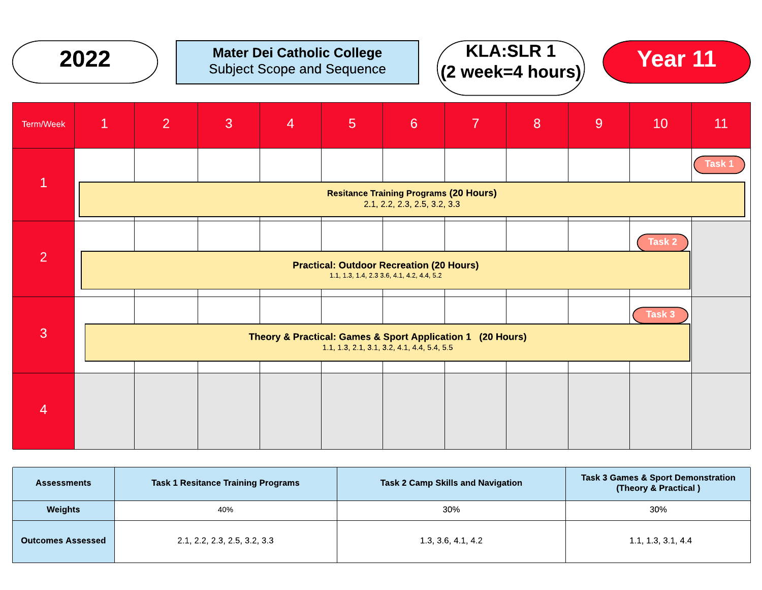**2022**

**Mater Dei Catholic College**
Subject Scope and Sequence

**KLA:SLR 1**
**(2 week=4 hours)**

**Year 11**

| Term/Week | 1 | 2 | 3 | 4 | 5 | 6 | 7 | 8 | 9 | 10 | 11 |
|---|---|---|---|---|---|---|---|---|---|---|---|
| 1 | **Resitance Training Programs (20 Hours)** 2.1, 2.2, 2.3, 2.5, 3.2, 3.3 | | | | | | | | | | Task 1 |
| 2 | **Practical: Outdoor Recreation (20 Hours)** 1.1, 1.3, 1.4, 2.3 3.6, 4.1, 4.2, 4.4, 5.2 | | | | | | | | | Task 2 | |
| 3 | **Theory & Practical: Games & Sport Application 1 (20 Hours)** 1.1, 1.3, 2.1, 3.1, 3.2, 4.1, 4.4, 5.4, 5.5 | | | | | | | | | Task 3 | |
| 4 | | | | | | | | | | | |

| Assessments | Task 1 Resitance Training Programs | Task 2 Camp Skills and Navigation | Task 3 Games & Sport Demonstration (Theory & Practical ) |
|---|---|---|---|
| **Weights** | 40% | 30% | 30% |
| **Outcomes Assessed** | 2.1, 2.2, 2.3, 2.5, 3.2, 3.3 | 1.3, 3.6, 4.1, 4.2 | 1.1, 1.3, 3.1, 4.4 |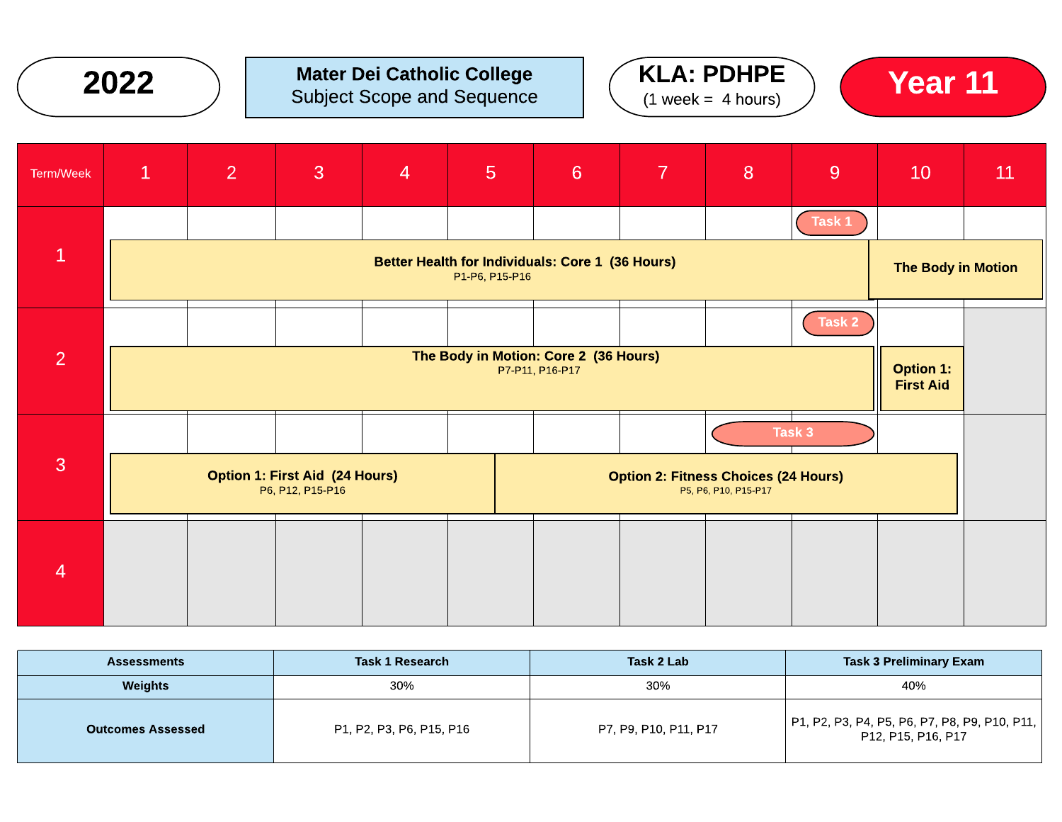**2022**

**Mater Dei Catholic College**
Subject Scope and Sequence

**KLA: PDHPE**
(1 week = 4 hours)

**Year 11**

| Term/Week | 1 | 2 | 3 | 4 | 5 | 6 | 7 | 8 | 9 | 10 | 11 |
|---|---|---|---|---|---|---|---|---|---|---|---|
| 1 | **Better Health for Individuals: Core 1 (36 Hours)** P1-P6, P15-P16 | | | | | | | | Task 1 | **The Body in Motion** | |
| 2 | **The Body in Motion: Core 2 (36 Hours)** P7-P11, P16-P17 | | | | | | | | Task 2 | **Option 1: First Aid** | |
| 3 | **Option 1: First Aid (24 Hours)** P6, P12, P15-P16 | | | | **Option 2: Fitness Choices (24 Hours)** P5, P6, P10, P15-P17 | | | Task 3 | Task 3 | | |
| 4 | | | | | | | | | | | |

| Assessments | Task 1 Research | Task 2 Lab | Task 3 Preliminary Exam |
|---|---|---|---|
| Weights | 30% | 30% | 40% |
| Outcomes Assessed | P1, P2, P3, P6, P15, P16 | P7, P9, P10, P11, P17 | P1, P2, P3, P4, P5, P6, P7, P8, P9, P10, P11, P12, P15, P16, P17 |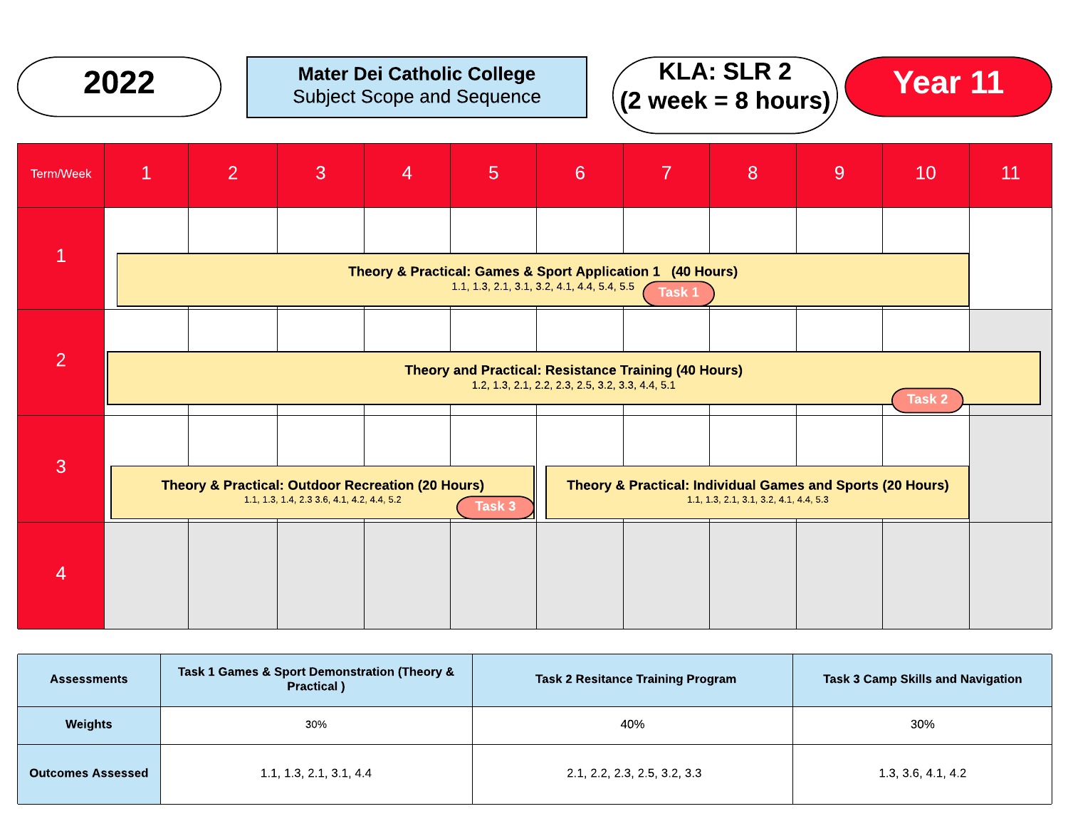**2022**

**Mater Dei Catholic College**
Subject Scope and Sequence

**KLA: SLR 2**
**(2 week = 8 hours)**

**Year 11**

| Term/Week | 1 | 2 | 3 | 4 | 5 | 6 | 7 | 8 | 9 | 10 | 11 |
|---|---|---|---|---|---|---|---|---|---|---|---|
| 1 | **Theory & Practical: Games & Sport Application 1 (40 Hours)** 1.1, 1.3, 2.1, 3.1, 3.2, 4.1, 4.4, 5.4, 5.5 — Task 1 (Week 7) | | | | | | | | | | |
| 2 | **Theory and Practical: Resistance Training (40 Hours)** 1.2, 1.3, 2.1, 2.2, 2.3, 2.5, 3.2, 3.3, 4.4, 5.1 — Task 2 (Week 10) | | | | | | | | | | |
| 3 | **Theory & Practical: Outdoor Recreation (20 Hours)** 1.1, 1.3, 1.4, 2.3 3.6, 4.1, 4.2, 4.4, 5.2 — Task 3 (Week 5) | | | | | **Theory & Practical: Individual Games and Sports (20 Hours)** 1.1, 1.3, 2.1, 3.1, 3.2, 4.1, 4.4, 5.3 | | | | | |
| 4 | | | | | | | | | | | |

| Assessments | Task 1 Games & Sport Demonstration (Theory & Practical ) | Task 2 Resitance Training Program | Task 3 Camp Skills and Navigation |
|---|---|---|---|
| Weights | 30% | 40% | 30% |
| Outcomes Assessed | 1.1, 1.3, 2.1, 3.1, 4.4 | 2.1, 2.2, 2.3, 2.5, 3.2, 3.3 | 1.3, 3.6, 4.1, 4.2 |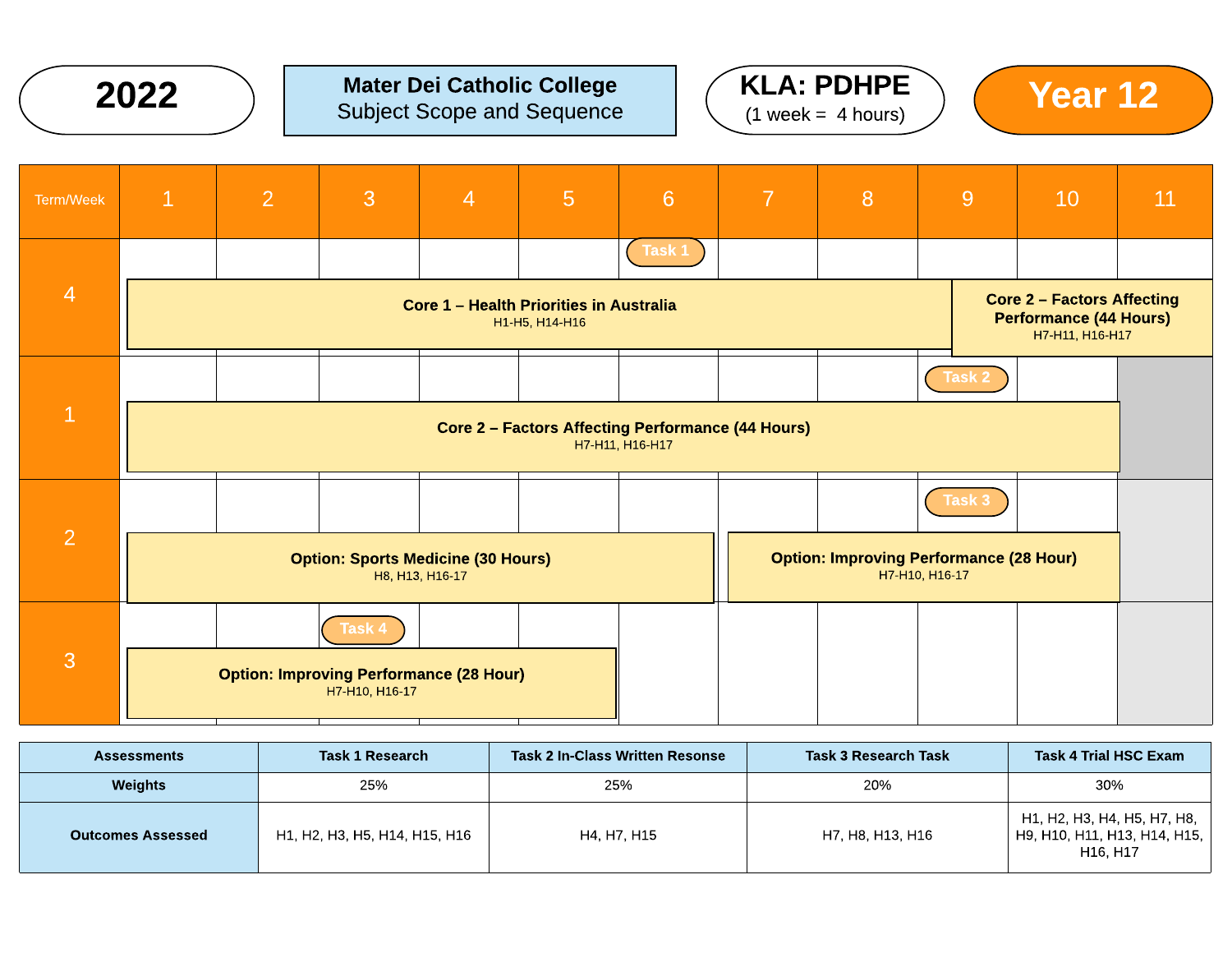**2022**

**Mater Dei Catholic College**
Subject Scope and Sequence

**KLA: PDHPE**
(1 week = 4 hours)

**Year 12**

| Term/Week | 1 | 2 | 3 | 4 | 5 | 6 | 7 | 8 | 9 | 10 | 11 |
|---|---|---|---|---|---|---|---|---|---|---|---|
| 4 | **Core 1 – Health Priorities in Australia** H1-H5, H14-H16 | | | | | Task 1 | | | **Core 2 – Factors Affecting Performance (44 Hours)** H7-H11, H16-H17 | | |
| 1 | **Core 2 – Factors Affecting Performance (44 Hours)** H7-H11, H16-H17 | | | | | | | | Task 2 | | |
| 2 | **Option: Sports Medicine (30 Hours)** H8, H13, H16-17 | | | | | | **Option: Improving Performance (28 Hour)** H7-H10, H16-17 | | Task 3 | | |
| 3 | **Option: Improving Performance (28 Hour)** H7-H10, H16-17 | | Task 4 | | | | | | | | |

| Assessments | Task 1 Research | Task 2 In-Class Written Resonse | Task 3 Research Task | Task 4 Trial HSC Exam |
|---|---|---|---|---|
| Weights | 25% | 25% | 20% | 30% |
| Outcomes Assessed | H1, H2, H3, H5, H14, H15, H16 | H4, H7, H15 | H7, H8, H13, H16 | H1, H2, H3, H4, H5, H7, H8, H9, H10, H11, H13, H14, H15, H16, H17 |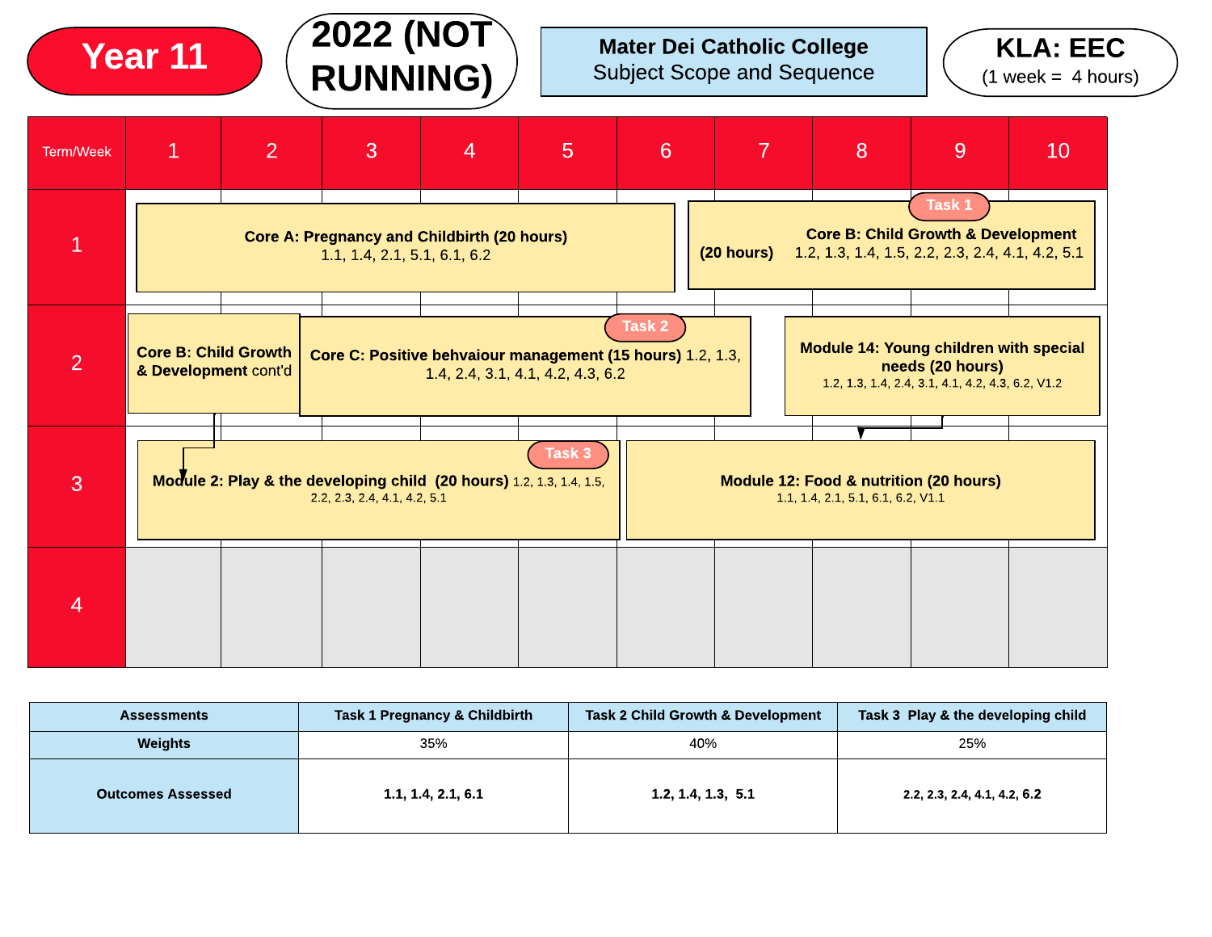# Year 11

## 2022 (NOT RUNNING)

**Mater Dei Catholic College**
Subject Scope and Sequence

**KLA: EEC**
(1 week = 4 hours)

| Term/Week | 1 | 2 | 3 | 4 | 5 | 6 | 7 | 8 | 9 | 10 |
|---|---|---|---|---|---|---|---|---|---|---|
| 1 | **Core A: Pregnancy and Childbirth (20 hours)** 1.1, 1.4, 2.1, 5.1, 6.1, 6.2 | | | | | **Core B: Child Growth & Development (20 hours)** 1.2, 1.3, 1.4, 1.5, 2.2, 2.3, 2.4, 4.1, 4.2, 5.1 (Task 1) | | | | |
| 2 | **Core B: Child Growth & Development** cont'd | **Core C: Positive behvaiour management (15 hours)** 1.2, 1.3, 1.4, 2.4, 3.1, 4.1, 4.2, 4.3, 6.2 (Task 2) | | | | | **Module 14: Young children with special needs (20 hours)** 1.2, 1.3, 1.4, 2.4, 3.1, 4.1, 4.2, 4.3, 6.2, V1.2 | | | |
| 3 | **Module 2: Play & the developing child (20 hours)** 1.2, 1.3, 1.4, 1.5, 2.2, 2.3, 2.4, 4.1, 4.2, 5.1 (Task 3) | | | | | **Module 12: Food & nutrition (20 hours)** 1.1, 1.4, 2.1, 5.1, 6.1, 6.2, V1.1 | | | | |
| 4 | | | | | | | | | | |

| Assessments | Task 1 Pregnancy & Childbirth | Task 2 Child Growth & Development | Task 3 Play & the developing child |
|---|---|---|---|
| **Weights** | 35% | 40% | 25% |
| **Outcomes Assessed** | **1.1, 1.4, 2.1, 6.1** | **1.2, 1.4, 1.3, 5.1** | **2.2, 2.3, 2.4, 4.1, 4.2, 6.2** |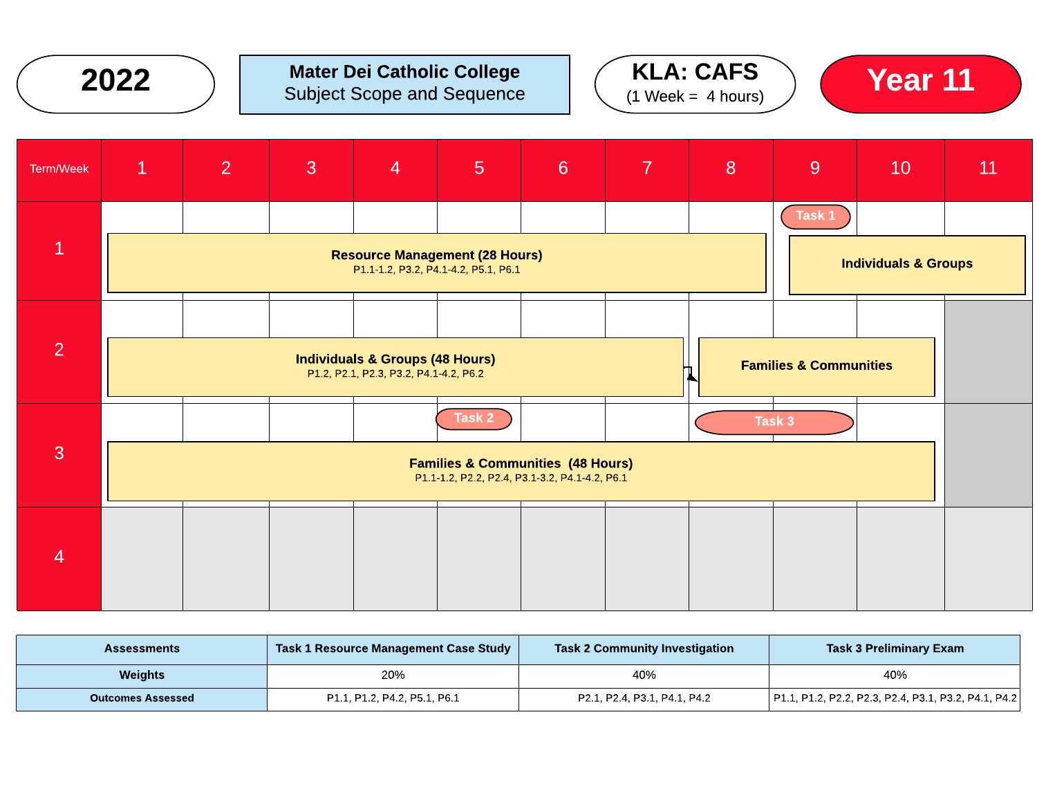**2022**

**Mater Dei Catholic College**
Subject Scope and Sequence

**KLA: CAFS**
(1 Week = 4 hours)

**Year 11**

| Term/Week | 1 | 2 | 3 | 4 | 5 | 6 | 7 | 8 | 9 | 10 | 11 |
|---|---|---|---|---|---|---|---|---|---|---|---|
| 1 | **Resource Management (28 Hours)** P1.1-1.2, P3.2, P4.1-4.2, P5.1, P6.1 | | | | | | | | Task 1; **Individuals & Groups** | | |
| 2 | **Individuals & Groups (48 Hours)** P1.2, P2.1, P2.3, P3.2, P4.1-4.2, P6.2 | | | | | | | **Families & Communities** | | | |
| 3 | **Families & Communities (48 Hours)** P1.1-1.2, P2.2, P2.4, P3.1-3.2, P4.1-4.2, P6.1 | | | | Task 2 | | | Task 3 | | | |
| 4 | | | | | | | | | | | |

| Assessments | Task 1 Resource Management Case Study | Task 2 Community Investigation | Task 3 Preliminary Exam |
|---|---|---|---|
| Weights | 20% | 40% | 40% |
| Outcomes Assessed | P1.1, P1.2, P4.2, P5.1, P6.1 | P2.1, P2.4, P3.1, P4.1, P4.2 | P1.1, P1.2, P2.2, P2.3, P2.4, P3.1, P3.2, P4.1, P4.2 |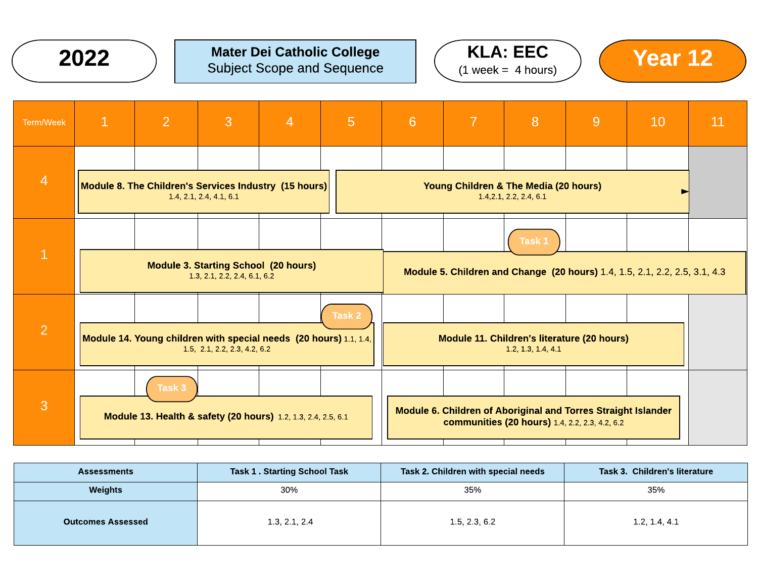**2022**

**Mater Dei Catholic College**
Subject Scope and Sequence

**KLA: EEC**
(1 week = 4 hours)

**Year 12**

| Term/Week | 1 | 2 | 3 | 4 | 5 | 6 | 7 | 8 | 9 | 10 | 11 |
|---|---|---|---|---|---|---|---|---|---|---|---|
| 4 | **Module 8. The Children's Services Industry (15 hours)** 1.4, 2.1, 2.4, 4.1, 6.1 | | | | **Young Children & The Media (20 hours)** 1.4,2.1, 2.2, 2.4, 6.1 | | | | | | |
| 1 | **Module 3. Starting School (20 hours)** 1.3, 2.1, 2.2, 2.4, 6.1, 6.2 | | | | | **Module 5. Children and Change (20 hours)** 1.4, 1.5, 2.1, 2.2, 2.5, 3.1, 4.3 | | Task 1 | | | |
| 2 | **Module 14. Young children with special needs (20 hours)** 1.1, 1.4, 1.5, 2.1, 2.2, 2.3, 4.2, 6.2 | | | | Task 2 | **Module 11. Children's literature (20 hours)** 1.2, 1.3, 1.4, 4.1 | | | | | |
| 3 | **Module 13. Health & safety (20 hours)** 1.2, 1.3, 2.4, 2.5, 6.1 | Task 3 | | | | **Module 6. Children of Aboriginal and Torres Straight Islander communities (20 hours)** 1.4, 2.2, 2.3, 4.2, 6.2 | | | | | |

| Assessments | Task 1 . Starting School Task | Task 2. Children with special needs | Task 3. Children's literature |
|---|---|---|---|
| Weights | 30% | 35% | 35% |
| Outcomes Assessed | 1.3, 2.1, 2.4 | 1.5, 2.3, 6.2 | 1.2, 1.4, 4.1 |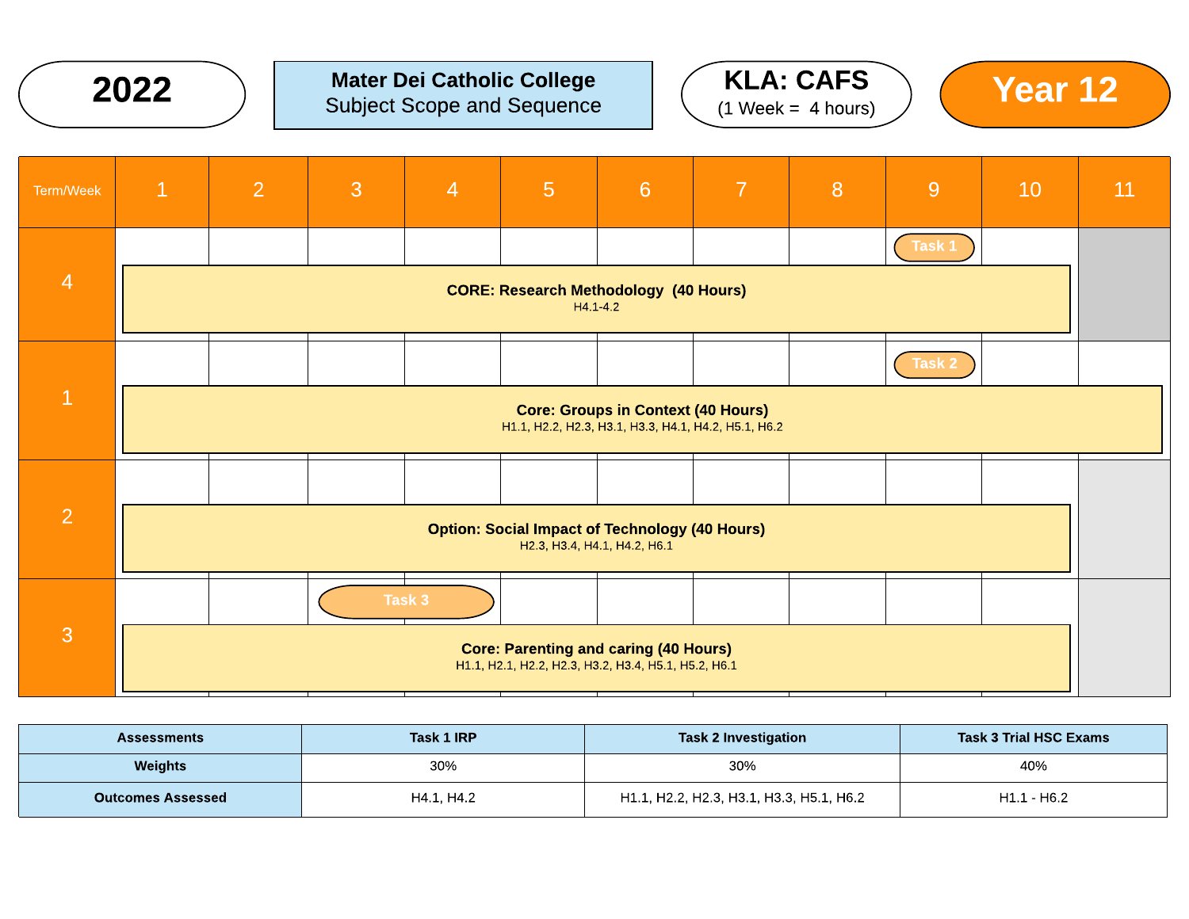**2022**

**Mater Dei Catholic College**
Subject Scope and Sequence

**KLA: CAFS**
(1 Week = 4 hours)

**Year 12**

| Term/Week | 1 | 2 | 3 | 4 | 5 | 6 | 7 | 8 | 9 | 10 | 11 |
|---|---|---|---|---|---|---|---|---|---|---|---|
| 4 | | | | | | | | | Task 1 | | |
| | **CORE: Research Methodology (40 Hours)** H4.1-4.2 | | | | | | | | | | |
| 1 | | | | | | | | | Task 2 | | |
| | **Core: Groups in Context (40 Hours)** H1.1, H2.2, H2.3, H3.1, H3.3, H4.1, H4.2, H5.1, H6.2 | | | | | | | | | | |
| 2 | | | | | | | | | | | |
| | **Option: Social Impact of Technology (40 Hours)** H2.3, H3.4, H4.1, H4.2, H6.1 | | | | | | | | | | |
| 3 | | | Task 3 | | | | | | | | |
| | **Core: Parenting and caring (40 Hours)** H1.1, H2.1, H2.2, H2.3, H3.2, H3.4, H5.1, H5.2, H6.1 | | | | | | | | | | |

| Assessments | Task 1 IRP | Task 2 Investigation | Task 3 Trial HSC Exams |
|---|---|---|---|
| Weights | 30% | 30% | 40% |
| Outcomes Assessed | H4.1, H4.2 | H1.1, H2.2, H2.3, H3.1, H3.3, H5.1, H6.2 | H1.1 - H6.2 |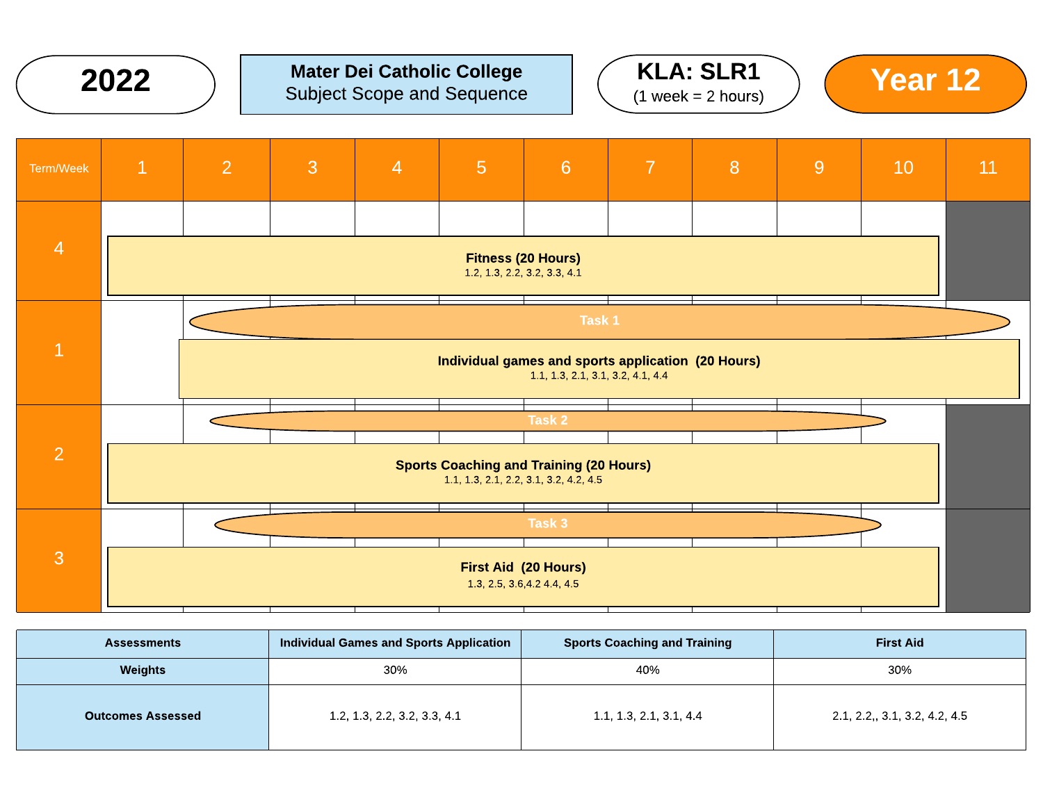**2022**

**Mater Dei Catholic College**
Subject Scope and Sequence

**KLA: SLR1**
(1 week = 2 hours)

**Year 12**

| Term/Week | 1 | 2 | 3 | 4 | 5 | 6 | 7 | 8 | 9 | 10 | 11 |
|---|---|---|---|---|---|---|---|---|---|---|---|
| 4 | **Fitness (20 Hours)** 1.2, 1.3, 2.2, 3.2, 3.3, 4.1 | | | | | | | | | | |
| 1 | | Task 1 / **Individual games and sports application (20 Hours)** 1.1, 1.3, 2.1, 3.1, 3.2, 4.1, 4.4 | | | | | | | | | |
| 2 | Task 2 / **Sports Coaching and Training (20 Hours)** 1.1, 1.3, 2.1, 2.2, 3.1, 3.2, 4.2, 4.5 | | | | | | | | | | |
| 3 | Task 3 / **First Aid (20 Hours)** 1.3, 2.5, 3.6,4.2 4.4, 4.5 | | | | | | | | | | |

| Assessments | Individual Games and Sports Application | Sports Coaching and Training | First Aid |
|---|---|---|---|
| Weights | 30% | 40% | 30% |
| Outcomes Assessed | 1.2, 1.3, 2.2, 3.2, 3.3, 4.1 | 1.1, 1.3, 2.1, 3.1, 4.4 | 2.1, 2.2,, 3.1, 3.2, 4.2, 4.5 |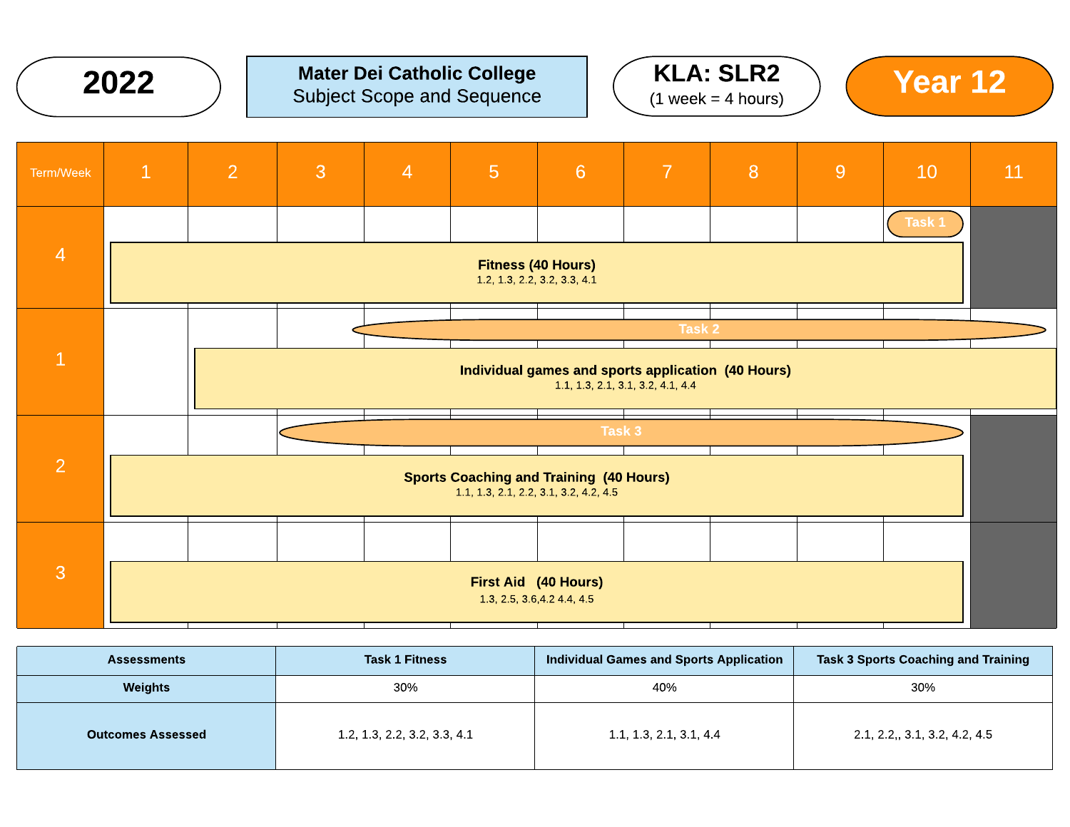**2022**

**Mater Dei Catholic College**
Subject Scope and Sequence

**KLA: SLR2**
(1 week = 4 hours)

**Year 12**

| Term/Week | 1 | 2 | 3 | 4 | 5 | 6 | 7 | 8 | 9 | 10 | 11 |
|---|---|---|---|---|---|---|---|---|---|---|---|
| 4 | **Fitness (40 Hours)** 1.2, 1.3, 2.2, 3.2, 3.3, 4.1 | | | | | | | | | Task 1 | |
| 1 | | **Individual games and sports application (40 Hours)** 1.1, 1.3, 2.1, 3.1, 3.2, 4.1, 4.4 | | Task 2 | | | | | | | |
| 2 | **Sports Coaching and Training (40 Hours)** 1.1, 1.3, 2.1, 2.2, 3.1, 3.2, 4.2, 4.5 | | Task 3 | | | | | | | | |
| 3 | **First Aid (40 Hours)** 1.3, 2.5, 3.6,4.2 4.4, 4.5 | | | | | | | | | | |

| Assessments | Task 1 Fitness | Individual Games and Sports Application | Task 3 Sports Coaching and Training |
|---|---|---|---|
| Weights | 30% | 40% | 30% |
| Outcomes Assessed | 1.2, 1.3, 2.2, 3.2, 3.3, 4.1 | 1.1, 1.3, 2.1, 3.1, 4.4 | 2.1, 2.2,, 3.1, 3.2, 4.2, 4.5 |